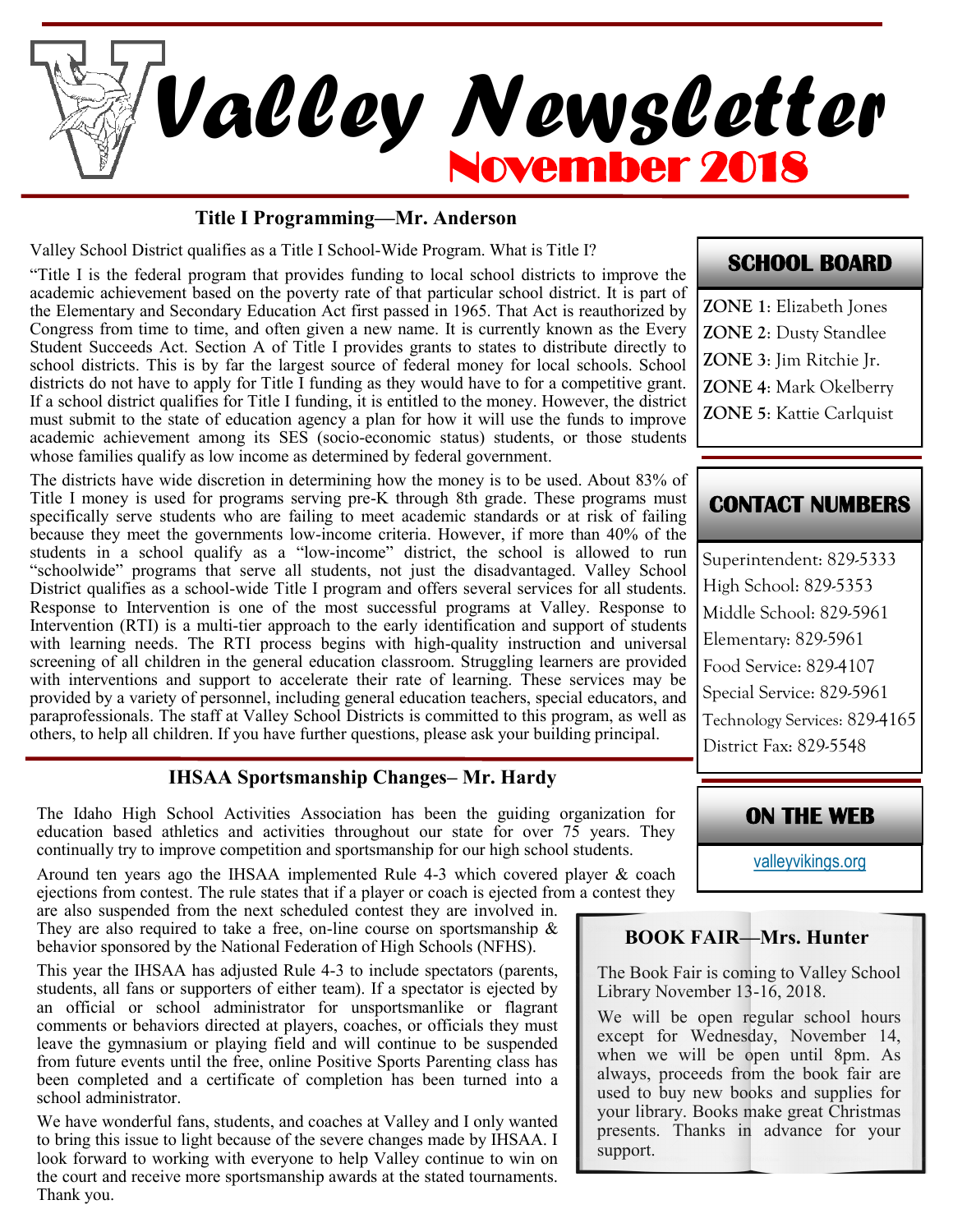# Valley Newsletter

## November 2018

### Title I Programming—Mr. Anderson

Valley School District qualifies as a Title I School-Wide Program. What is Title I?

"Title I is the federal program that provides funding to local school districts to improve the academic achievement based on the poverty rate of that particular school district. It is part of the Elementary and Secondary Education Act first passed in 1965. That Act is reauthorized by Congress from time to time, and often given a new name. It is currently known as the Every Student Succeeds Act. Section A of Title I provides grants to states to distribute directly to school districts. This is by far the largest source of federal money for local schools. School districts do not have to apply for Title I funding as they would have to for a competitive grant. If a school district qualifies for Title I funding, it is entitled to the money. However, the district must submit to the state of education agency a plan for how it will use the funds to improve academic achievement among its SES (socio-economic status) students, or those students whose families qualify as low income as determined by federal government.

The districts have wide discretion in determining how the money is to be used. About 83% of Title I money is used for programs serving pre-K through 8th grade. These programs must specifically serve students who are failing to meet academic standards or at risk of failing because they meet the governments low-income criteria. However, if more than 40% of the students in a school qualify as a "low-income" district, the school is allowed to run "schoolwide" programs that serve all students, not just the disadvantaged. Valley School District qualifies as a school-wide Title I program and offers several services for all students. Response to Intervention is one of the most successful programs at Valley. Response to Intervention (RTI) is a multi-tier approach to the early identification and support of students with learning needs. The RTI process begins with high-quality instruction and universal screening of all children in the general education classroom. Struggling learners are provided with interventions and support to accelerate their rate of learning. These services may be provided by a variety of personnel, including general education teachers, special educators, and paraprofessionals. The staff at Valley School Districts is committed to this program, as well as others, to help all children. If you have further questions, please ask your building principal.

### IHSAA Sportsmanship Changes– Mr. Hardy

The Idaho High School Activities Association has been the guiding organization for education based athletics and activities throughout our state for over 75 years. They continually try to improve competition and sportsmanship for our high school students.

Around ten years ago the IHSAA implemented Rule 4-3 which covered player & coach ejections from contest. The rule states that if a player or coach is ejected from a contest they are also suspended from the next scheduled contest they are involved in. They are also required to take a free, on-line course on sportsmanship & behavior sponsored by the National Federation of High Schools (NFHS).

This year the IHSAA has adjusted Rule 4-3 to include spectators (parents, students, all fans or supporters of either team). If a spectator is ejected by an official or school administrator for unsportsmanlike or flagrant comments or behaviors directed at players, coaches, or officials they must leave the gymnasium or playing field and will continue to be suspended from future events until the free, online Positive Sports Parenting class has been completed and a certificate of completion has been turned into a school administrator.

We have wonderful fans, students, and coaches at Valley and I only wanted to bring this issue to light because of the severe changes made by IHSAA. I look forward to working with everyone to help Valley continue to win on the court and receive more sportsmanship awards at the stated tournaments. Thank you.

### SCHOOL BOARD

**ZONE 1**: Elizabeth Jones
**ZONE 2**: Dusty Standlee
**ZONE 3**: Jim Ritchie Jr.
**ZONE 4**: Mark Okelberry
**ZONE 5**: Kattie Carlquist

### CONTACT NUMBERS

Superintendent: 829-5333
High School: 829-5353
Middle School: 829-5961
Elementary: 829-5961
Food Service: 829-4107
Special Service: 829-5961
Technology Services: 829-4165
District Fax: 829-5548

### ON THE WEB

valleyvikings.org

### BOOK FAIR—Mrs. Hunter

The Book Fair is coming to Valley School Library November 13-16, 2018.

We will be open regular school hours except for Wednesday, November 14, when we will be open until 8pm. As always, proceeds from the book fair are used to buy new books and supplies for your library. Books make great Christmas presents. Thanks in advance for your support.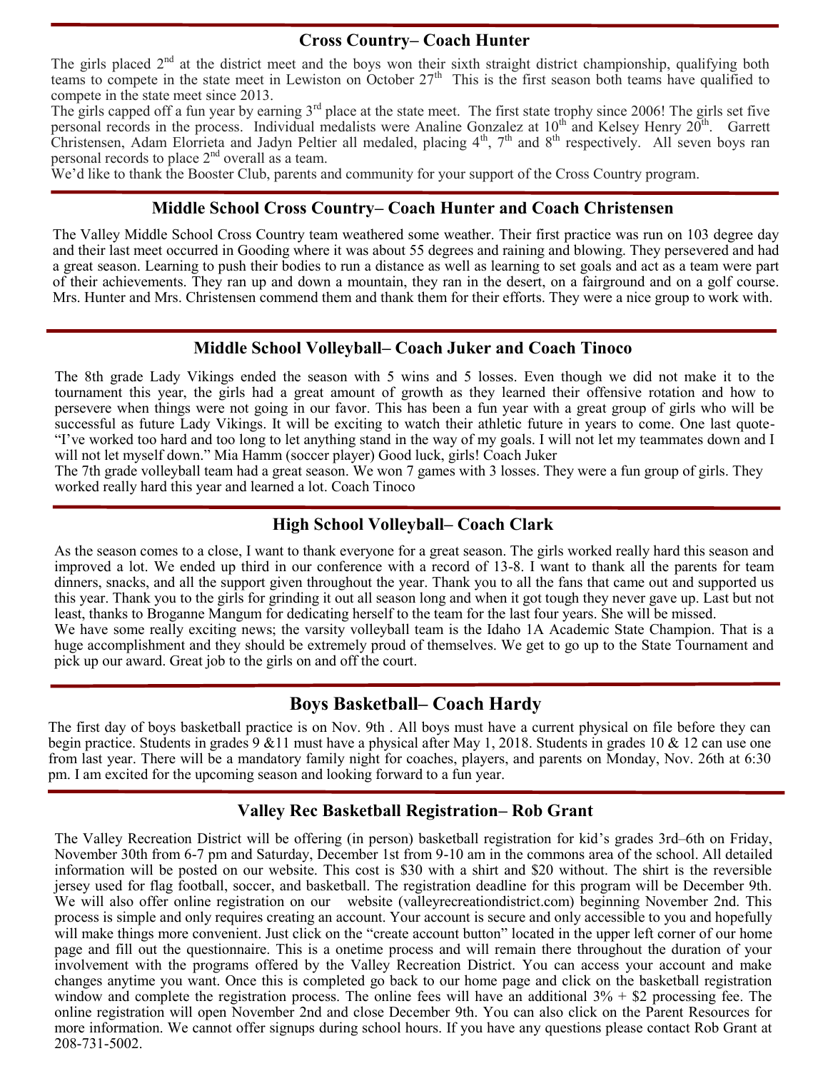## Cross Country– Coach Hunter

The girls placed 2nd at the district meet and the boys won their sixth straight district championship, qualifying both teams to compete in the state meet in Lewiston on October 27th This is the first season both teams have qualified to compete in the state meet since 2013.

The girls capped off a fun year by earning 3rd place at the state meet. The first state trophy since 2006! The girls set five personal records in the process. Individual medalists were Analine Gonzalez at 10th and Kelsey Henry 20th. Garrett Christensen, Adam Elorrieta and Jadyn Peltier all medaled, placing 4th, 7th and 8th respectively. All seven boys ran personal records to place 2nd overall as a team.

We'd like to thank the Booster Club, parents and community for your support of the Cross Country program.

## Middle School Cross Country– Coach Hunter and Coach Christensen

The Valley Middle School Cross Country team weathered some weather. Their first practice was run on 103 degree day and their last meet occurred in Gooding where it was about 55 degrees and raining and blowing. They persevered and had a great season. Learning to push their bodies to run a distance as well as learning to set goals and act as a team were part of their achievements. They ran up and down a mountain, they ran in the desert, on a fairground and on a golf course. Mrs. Hunter and Mrs. Christensen commend them and thank them for their efforts. They were a nice group to work with.

## Middle School Volleyball– Coach Juker and Coach Tinoco

The 8th grade Lady Vikings ended the season with 5 wins and 5 losses. Even though we did not make it to the tournament this year, the girls had a great amount of growth as they learned their offensive rotation and how to persevere when things were not going in our favor. This has been a fun year with a great group of girls who will be successful as future Lady Vikings. It will be exciting to watch their athletic future in years to come. One last quote- "I've worked too hard and too long to let anything stand in the way of my goals. I will not let my teammates down and I will not let myself down." Mia Hamm (soccer player) Good luck, girls! Coach Juker

The 7th grade volleyball team had a great season. We won 7 games with 3 losses. They were a fun group of girls. They worked really hard this year and learned a lot. Coach Tinoco

## High School Volleyball– Coach Clark

As the season comes to a close, I want to thank everyone for a great season. The girls worked really hard this season and improved a lot. We ended up third in our conference with a record of 13-8. I want to thank all the parents for team dinners, snacks, and all the support given throughout the year. Thank you to all the fans that came out and supported us this year. Thank you to the girls for grinding it out all season long and when it got tough they never gave up. Last but not least, thanks to Broganne Mangum for dedicating herself to the team for the last four years. She will be missed.

We have some really exciting news; the varsity volleyball team is the Idaho 1A Academic State Champion. That is a huge accomplishment and they should be extremely proud of themselves. We get to go up to the State Tournament and pick up our award. Great job to the girls on and off the court.

## Boys Basketball– Coach Hardy

The first day of boys basketball practice is on Nov. 9th . All boys must have a current physical on file before they can begin practice. Students in grades 9 &11 must have a physical after May 1, 2018. Students in grades 10 & 12 can use one from last year. There will be a mandatory family night for coaches, players, and parents on Monday, Nov. 26th at 6:30 pm. I am excited for the upcoming season and looking forward to a fun year.

## Valley Rec Basketball Registration– Rob Grant

The Valley Recreation District will be offering (in person) basketball registration for kid's grades 3rd–6th on Friday, November 30th from 6-7 pm and Saturday, December 1st from 9-10 am in the commons area of the school. All detailed information will be posted on our website. This cost is $30 with a shirt and $20 without. The shirt is the reversible jersey used for flag football, soccer, and basketball. The registration deadline for this program will be December 9th. We will also offer online registration on our website (valleyrecreationdistrict.com) beginning November 2nd. This process is simple and only requires creating an account. Your account is secure and only accessible to you and hopefully will make things more convenient. Just click on the "create account button" located in the upper left corner of our home page and fill out the questionnaire. This is a onetime process and will remain there throughout the duration of your involvement with the programs offered by the Valley Recreation District. You can access your account and make changes anytime you want. Once this is completed go back to our home page and click on the basketball registration window and complete the registration process. The online fees will have an additional 3% + $2 processing fee. The online registration will open November 2nd and close December 9th. You can also click on the Parent Resources for more information. We cannot offer signups during school hours. If you have any questions please contact Rob Grant at 208-731-5002.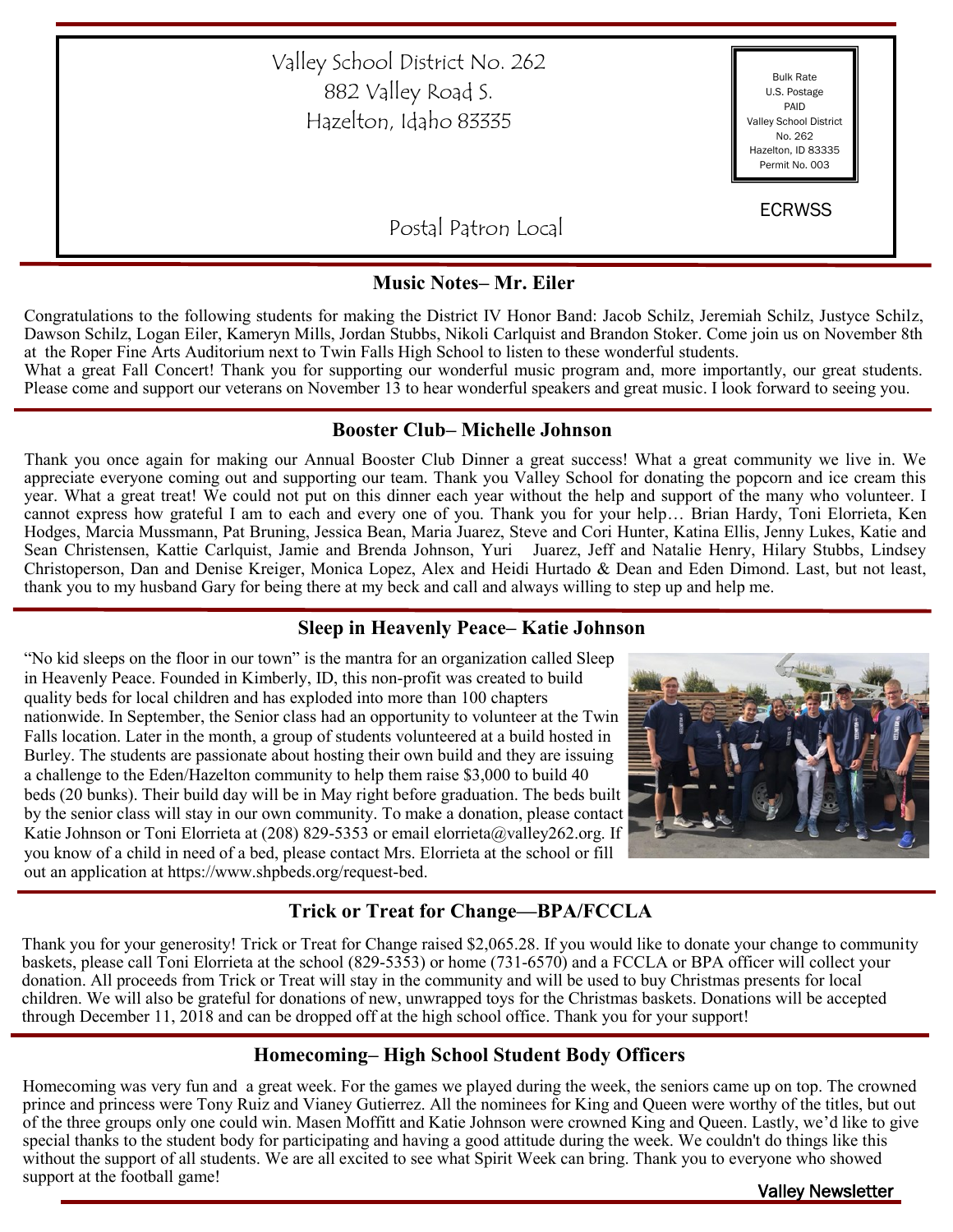Valley School District No. 262
882 Valley Road S.
Hazelton, Idaho 83335

Bulk Rate
U.S. Postage
PAID
Valley School District
No. 262
Hazelton, ID 83335
Permit No. 003

ECRWSS

Postal Patron Local

## Music Notes– Mr. Eiler

Congratulations to the following students for making the District IV Honor Band: Jacob Schilz, Jeremiah Schilz, Justyce Schilz, Dawson Schilz, Logan Eiler, Kameryn Mills, Jordan Stubbs, Nikoli Carlquist and Brandon Stoker. Come join us on November 8th at the Roper Fine Arts Auditorium next to Twin Falls High School to listen to these wonderful students.
What a great Fall Concert! Thank you for supporting our wonderful music program and, more importantly, our great students. Please come and support our veterans on November 13 to hear wonderful speakers and great music. I look forward to seeing you.

## Booster Club– Michelle Johnson

Thank you once again for making our Annual Booster Club Dinner a great success! What a great community we live in. We appreciate everyone coming out and supporting our team. Thank you Valley School for donating the popcorn and ice cream this year. What a great treat! We could not put on this dinner each year without the help and support of the many who volunteer. I cannot express how grateful I am to each and every one of you. Thank you for your help… Brian Hardy, Toni Elorrieta, Ken Hodges, Marcia Mussmann, Pat Bruning, Jessica Bean, Maria Juarez, Steve and Cori Hunter, Katina Ellis, Jenny Lukes, Katie and Sean Christensen, Kattie Carlquist, Jamie and Brenda Johnson, Yuri Juarez, Jeff and Natalie Henry, Hilary Stubbs, Lindsey Christoperson, Dan and Denise Kreiger, Monica Lopez, Alex and Heidi Hurtado & Dean and Eden Dimond. Last, but not least, thank you to my husband Gary for being there at my beck and call and always willing to step up and help me.

## Sleep in Heavenly Peace– Katie Johnson

"No kid sleeps on the floor in our town" is the mantra for an organization called Sleep in Heavenly Peace. Founded in Kimberly, ID, this non-profit was created to build quality beds for local children and has exploded into more than 100 chapters nationwide. In September, the Senior class had an opportunity to volunteer at the Twin Falls location. Later in the month, a group of students volunteered at a build hosted in Burley. The students are passionate about hosting their own build and they are issuing a challenge to the Eden/Hazelton community to help them raise $3,000 to build 40 beds (20 bunks). Their build day will be in May right before graduation. The beds built by the senior class will stay in our own community. To make a donation, please contact Katie Johnson or Toni Elorrieta at (208) 829-5353 or email elorrieta@valley262.org. If you know of a child in need of a bed, please contact Mrs. Elorrieta at the school or fill out an application at https://www.shpbeds.org/request-bed.

## Trick or Treat for Change—BPA/FCCLA

Thank you for your generosity! Trick or Treat for Change raised $2,065.28. If you would like to donate your change to community baskets, please call Toni Elorrieta at the school (829-5353) or home (731-6570) and a FCCLA or BPA officer will collect your donation. All proceeds from Trick or Treat will stay in the community and will be used to buy Christmas presents for local children. We will also be grateful for donations of new, unwrapped toys for the Christmas baskets. Donations will be accepted through December 11, 2018 and can be dropped off at the high school office. Thank you for your support!

## Homecoming– High School Student Body Officers

Homecoming was very fun and a great week. For the games we played during the week, the seniors came up on top. The crowned prince and princess were Tony Ruiz and Vianey Gutierrez. All the nominees for King and Queen were worthy of the titles, but out of the three groups only one could win. Masen Moffitt and Katie Johnson were crowned King and Queen. Lastly, we'd like to give special thanks to the student body for participating and having a good attitude during the week. We couldn't do things like this without the support of all students. We are all excited to see what Spirit Week can bring. Thank you to everyone who showed support at the football game!